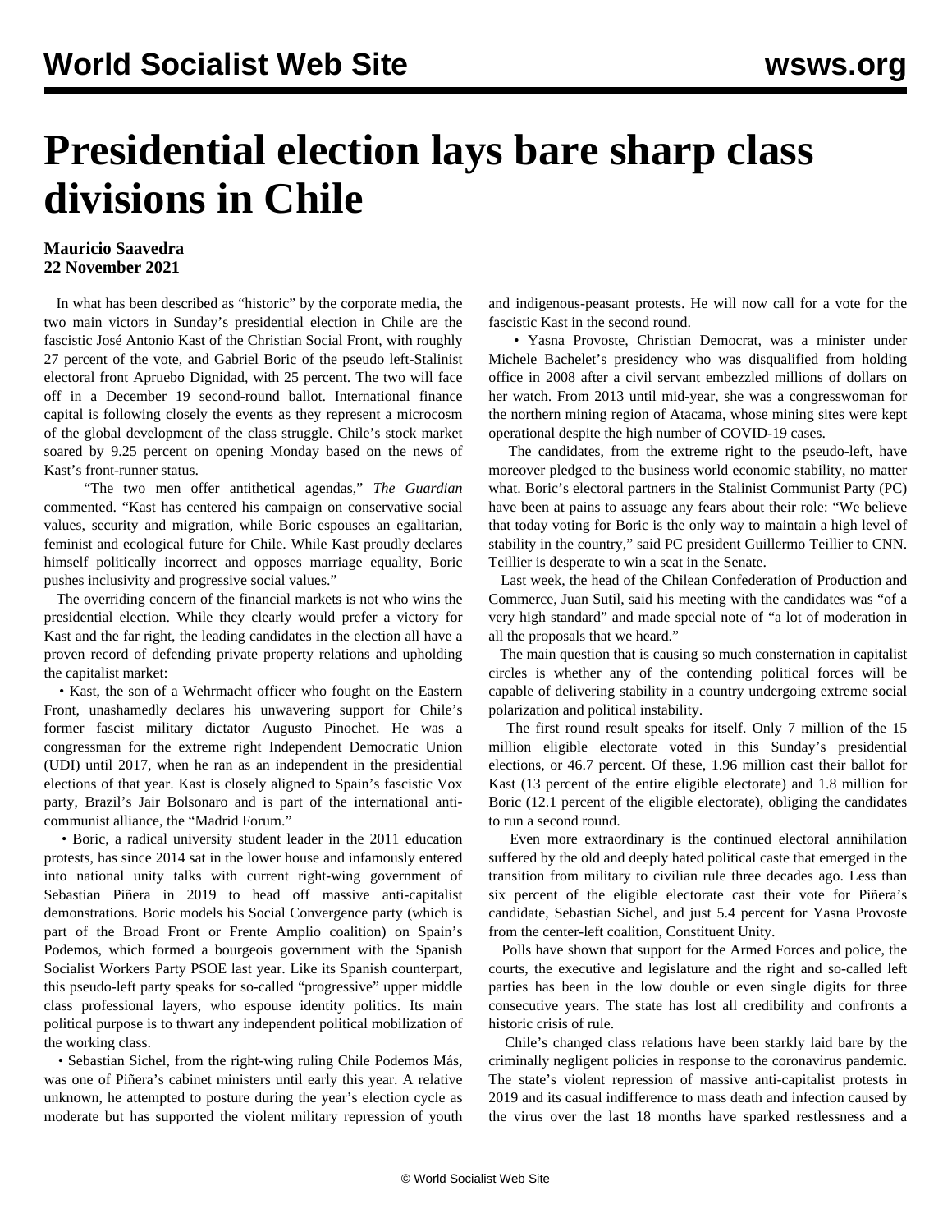# Presidential election lays bare sharp class divisions in Chile

**Mauricio Saavedra**
**22 November 2021**

In what has been described as "historic" by the corporate media, the two main victors in Sunday's presidential election in Chile are the fascistic José Antonio Kast of the Christian Social Front, with roughly 27 percent of the vote, and Gabriel Boric of the pseudo left-Stalinist electoral front Apruebo Dignidad, with 25 percent. The two will face off in a December 19 second-round ballot. International finance capital is following closely the events as they represent a microcosm of the global development of the class struggle. Chile's stock market soared by 9.25 percent on opening Monday based on the news of Kast's front-runner status.

"The two men offer antithetical agendas," *The Guardian* commented. "Kast has centered his campaign on conservative social values, security and migration, while Boric espouses an egalitarian, feminist and ecological future for Chile. While Kast proudly declares himself politically incorrect and opposes marriage equality, Boric pushes inclusivity and progressive social values."

The overriding concern of the financial markets is not who wins the presidential election. While they clearly would prefer a victory for Kast and the far right, the leading candidates in the election all have a proven record of defending private property relations and upholding the capitalist market:

- Kast, the son of a Wehrmacht officer who fought on the Eastern Front, unashamedly declares his unwavering support for Chile's former fascist military dictator Augusto Pinochet. He was a congressman for the extreme right Independent Democratic Union (UDI) until 2017, when he ran as an independent in the presidential elections of that year. Kast is closely aligned to Spain's fascistic Vox party, Brazil's Jair Bolsonaro and is part of the international anti-communist alliance, the "Madrid Forum."
- Boric, a radical university student leader in the 2011 education protests, has since 2014 sat in the lower house and infamously entered into national unity talks with current right-wing government of Sebastian Piñera in 2019 to head off massive anti-capitalist demonstrations. Boric models his Social Convergence party (which is part of the Broad Front or Frente Amplio coalition) on Spain's Podemos, which formed a bourgeois government with the Spanish Socialist Workers Party PSOE last year. Like its Spanish counterpart, this pseudo-left party speaks for so-called "progressive" upper middle class professional layers, who espouse identity politics. Its main political purpose is to thwart any independent political mobilization of the working class.
- Sebastian Sichel, from the right-wing ruling Chile Podemos Más, was one of Piñera's cabinet ministers until early this year. A relative unknown, he attempted to posture during the year's election cycle as moderate but has supported the violent military repression of youth and indigenous-peasant protests. He will now call for a vote for the fascistic Kast in the second round.
- Yasna Provoste, Christian Democrat, was a minister under Michele Bachelet's presidency who was disqualified from holding office in 2008 after a civil servant embezzled millions of dollars on her watch. From 2013 until mid-year, she was a congresswoman for the northern mining region of Atacama, whose mining sites were kept operational despite the high number of COVID-19 cases.

The candidates, from the extreme right to the pseudo-left, have moreover pledged to the business world economic stability, no matter what. Boric's electoral partners in the Stalinist Communist Party (PC) have been at pains to assuage any fears about their role: "We believe that today voting for Boric is the only way to maintain a high level of stability in the country," said PC president Guillermo Teillier to CNN. Teillier is desperate to win a seat in the Senate.

Last week, the head of the Chilean Confederation of Production and Commerce, Juan Sutil, said his meeting with the candidates was "of a very high standard" and made special note of "a lot of moderation in all the proposals that we heard."

The main question that is causing so much consternation in capitalist circles is whether any of the contending political forces will be capable of delivering stability in a country undergoing extreme social polarization and political instability.

The first round result speaks for itself. Only 7 million of the 15 million eligible electorate voted in this Sunday's presidential elections, or 46.7 percent. Of these, 1.96 million cast their ballot for Kast (13 percent of the entire eligible electorate) and 1.8 million for Boric (12.1 percent of the eligible electorate), obliging the candidates to run a second round.

Even more extraordinary is the continued electoral annihilation suffered by the old and deeply hated political caste that emerged in the transition from military to civilian rule three decades ago. Less than six percent of the eligible electorate cast their vote for Piñera's candidate, Sebastian Sichel, and just 5.4 percent for Yasna Provoste from the center-left coalition, Constituent Unity.

Polls have shown that support for the Armed Forces and police, the courts, the executive and legislature and the right and so-called left parties has been in the low double or even single digits for three consecutive years. The state has lost all credibility and confronts a historic crisis of rule.

Chile's changed class relations have been starkly laid bare by the criminally negligent policies in response to the coronavirus pandemic. The state's violent repression of massive anti-capitalist protests in 2019 and its casual indifference to mass death and infection caused by the virus over the last 18 months have sparked restlessness and a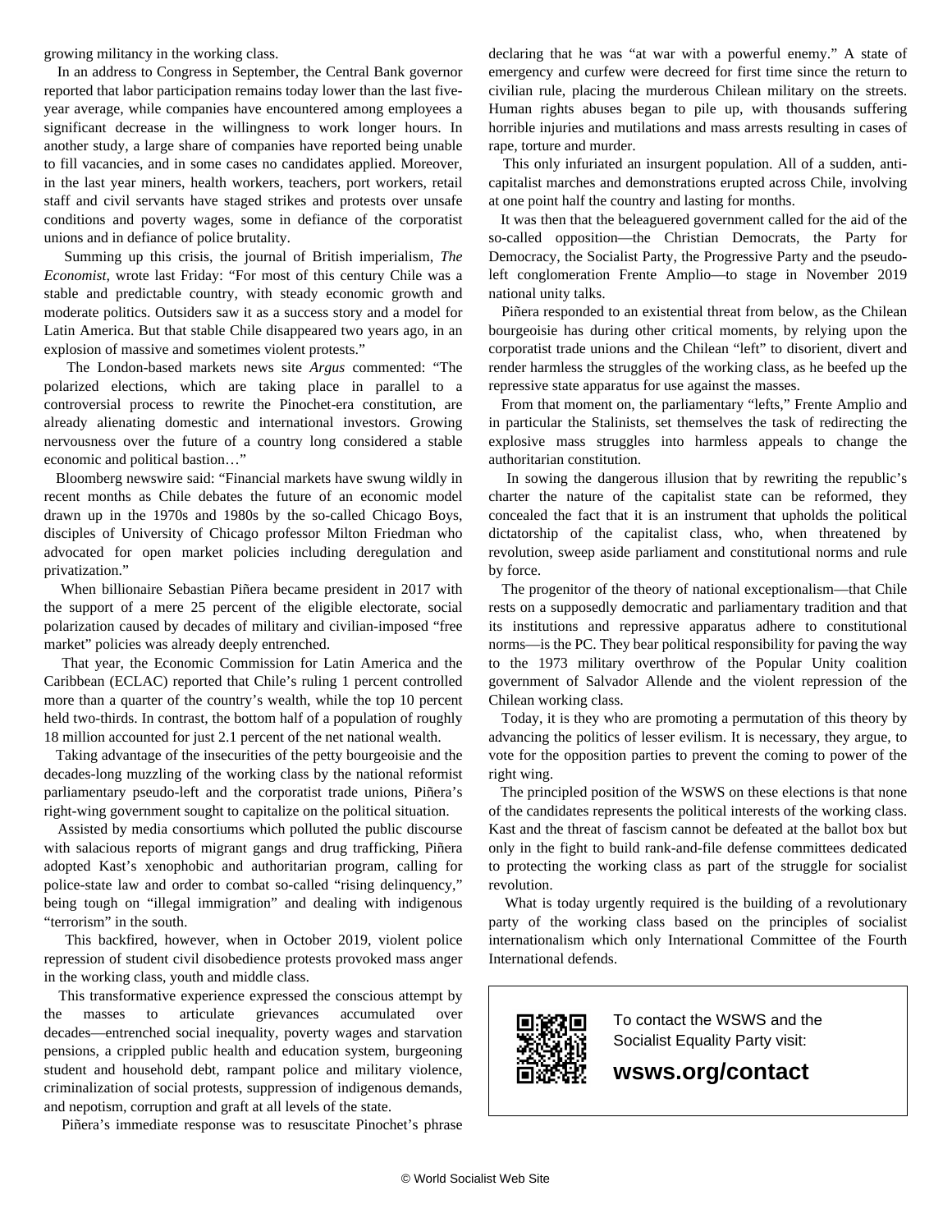growing militancy in the working class.

In an address to Congress in September, the Central Bank governor reported that labor participation remains today lower than the last five-year average, while companies have encountered among employees a significant decrease in the willingness to work longer hours. In another study, a large share of companies have reported being unable to fill vacancies, and in some cases no candidates applied. Moreover, in the last year miners, health workers, teachers, port workers, retail staff and civil servants have staged strikes and protests over unsafe conditions and poverty wages, some in defiance of the corporatist unions and in defiance of police brutality.

Summing up this crisis, the journal of British imperialism, *The Economist*, wrote last Friday: "For most of this century Chile was a stable and predictable country, with steady economic growth and moderate politics. Outsiders saw it as a success story and a model for Latin America. But that stable Chile disappeared two years ago, in an explosion of massive and sometimes violent protests."

The London-based markets news site *Argus* commented: "The polarized elections, which are taking place in parallel to a controversial process to rewrite the Pinochet-era constitution, are already alienating domestic and international investors. Growing nervousness over the future of a country long considered a stable economic and political bastion…"

Bloomberg newswire said: "Financial markets have swung wildly in recent months as Chile debates the future of an economic model drawn up in the 1970s and 1980s by the so-called Chicago Boys, disciples of University of Chicago professor Milton Friedman who advocated for open market policies including deregulation and privatization."

When billionaire Sebastian Piñera became president in 2017 with the support of a mere 25 percent of the eligible electorate, social polarization caused by decades of military and civilian-imposed "free market" policies was already deeply entrenched.

That year, the Economic Commission for Latin America and the Caribbean (ECLAC) reported that Chile's ruling 1 percent controlled more than a quarter of the country's wealth, while the top 10 percent held two-thirds. In contrast, the bottom half of a population of roughly 18 million accounted for just 2.1 percent of the net national wealth.

Taking advantage of the insecurities of the petty bourgeoisie and the decades-long muzzling of the working class by the national reformist parliamentary pseudo-left and the corporatist trade unions, Piñera's right-wing government sought to capitalize on the political situation.

Assisted by media consortiums which polluted the public discourse with salacious reports of migrant gangs and drug trafficking, Piñera adopted Kast's xenophobic and authoritarian program, calling for police-state law and order to combat so-called "rising delinquency," being tough on "illegal immigration" and dealing with indigenous "terrorism" in the south.

This backfired, however, when in October 2019, violent police repression of student civil disobedience protests provoked mass anger in the working class, youth and middle class.

This transformative experience expressed the conscious attempt by the masses to articulate grievances accumulated over decades—entrenched social inequality, poverty wages and starvation pensions, a crippled public health and education system, burgeoning student and household debt, rampant police and military violence, criminalization of social protests, suppression of indigenous demands, and nepotism, corruption and graft at all levels of the state.

Piñera's immediate response was to resuscitate Pinochet's phrase declaring that he was "at war with a powerful enemy." A state of emergency and curfew were decreed for first time since the return to civilian rule, placing the murderous Chilean military on the streets. Human rights abuses began to pile up, with thousands suffering horrible injuries and mutilations and mass arrests resulting in cases of rape, torture and murder.

This only infuriated an insurgent population. All of a sudden, anti-capitalist marches and demonstrations erupted across Chile, involving at one point half the country and lasting for months.

It was then that the beleaguered government called for the aid of the so-called opposition—the Christian Democrats, the Party for Democracy, the Socialist Party, the Progressive Party and the pseudo-left conglomeration Frente Amplio—to stage in November 2019 national unity talks.

Piñera responded to an existential threat from below, as the Chilean bourgeoisie has during other critical moments, by relying upon the corporatist trade unions and the Chilean "left" to disorient, divert and render harmless the struggles of the working class, as he beefed up the repressive state apparatus for use against the masses.

From that moment on, the parliamentary "lefts," Frente Amplio and in particular the Stalinists, set themselves the task of redirecting the explosive mass struggles into harmless appeals to change the authoritarian constitution.

In sowing the dangerous illusion that by rewriting the republic's charter the nature of the capitalist state can be reformed, they concealed the fact that it is an instrument that upholds the political dictatorship of the capitalist class, who, when threatened by revolution, sweep aside parliament and constitutional norms and rule by force.

The progenitor of the theory of national exceptionalism—that Chile rests on a supposedly democratic and parliamentary tradition and that its institutions and repressive apparatus adhere to constitutional norms—is the PC. They bear political responsibility for paving the way to the 1973 military overthrow of the Popular Unity coalition government of Salvador Allende and the violent repression of the Chilean working class.

Today, it is they who are promoting a permutation of this theory by advancing the politics of lesser evilism. It is necessary, they argue, to vote for the opposition parties to prevent the coming to power of the right wing.

The principled position of the WSWS on these elections is that none of the candidates represents the political interests of the working class. Kast and the threat of fascism cannot be defeated at the ballot box but only in the fight to build rank-and-file defense committees dedicated to protecting the working class as part of the struggle for socialist revolution.

What is today urgently required is the building of a revolutionary party of the working class based on the principles of socialist internationalism which only International Committee of the Fourth International defends.

To contact the WSWS and the Socialist Equality Party visit:

**wsws.org/contact**